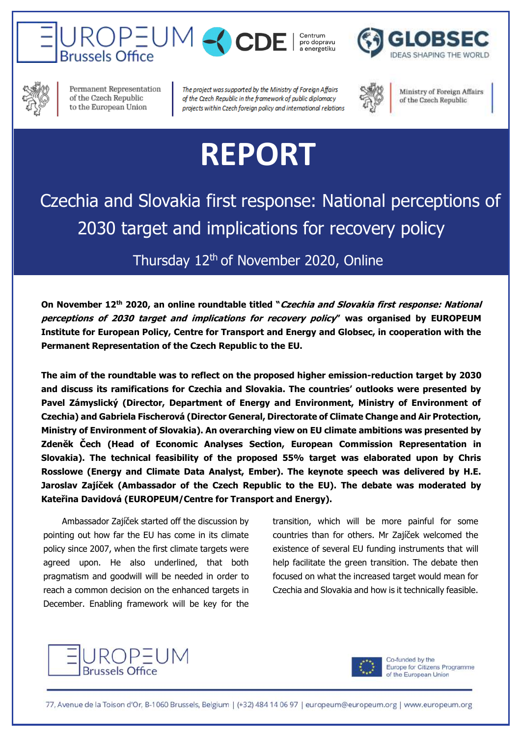Permanent Representation of the Czech Republic to the European Union

*The project was supported by the Ministry of Foreign Affairs of the Czech Republic in the framework of public diplomacy projects within Czech foreign policy and international relations*

Ministry of Foreign Affairs of the Czech Republic

# REPORT

## Czechia and Slovakia first response: National perceptions of 2030 target and implications for recovery policy

Thursday 12th of November 2020, Online

**On November 12th 2020, an online roundtable titled "*Czechia and Slovakia first response: National perceptions of 2030 target and implications for recovery policy*" was organised by EUROPEUM Institute for European Policy, Centre for Transport and Energy and Globsec, in cooperation with the Permanent Representation of the Czech Republic to the EU.**

**The aim of the roundtable was to reflect on the proposed higher emission-reduction target by 2030 and discuss its ramifications for Czechia and Slovakia. The countries' outlooks were presented by Pavel Zámyslický (Director, Department of Energy and Environment, Ministry of Environment of Czechia) and Gabriela Fischerová (Director General, Directorate of Climate Change and Air Protection, Ministry of Environment of Slovakia). An overarching view on EU climate ambitions was presented by Zdeněk Čech (Head of Economic Analyses Section, European Commission Representation in Slovakia). The technical feasibility of the proposed 55% target was elaborated upon by Chris Rosslowe (Energy and Climate Data Analyst, Ember). The keynote speech was delivered by H.E. Jaroslav Zajíček (Ambassador of the Czech Republic to the EU). The debate was moderated by Kateřina Davidová (EUROPEUM/Centre for Transport and Energy).**

Ambassador Zajíček started off the discussion by pointing out how far the EU has come in its climate policy since 2007, when the first climate targets were agreed upon. He also underlined, that both pragmatism and goodwill will be needed in order to reach a common decision on the enhanced targets in December. Enabling framework will be key for the transition, which will be more painful for some countries than for others. Mr Zajíček welcomed the existence of several EU funding instruments that will help facilitate the green transition. The debate then focused on what the increased target would mean for Czechia and Slovakia and how is it technically feasible.

Co-funded by the Europe for Citizens Programme of the European Union

77, Avenue de la Toison d'Or, B-1060 Brussels, Belgium | (+32) 484 14 06 97 | europeum@europeum.org | www.europeum.org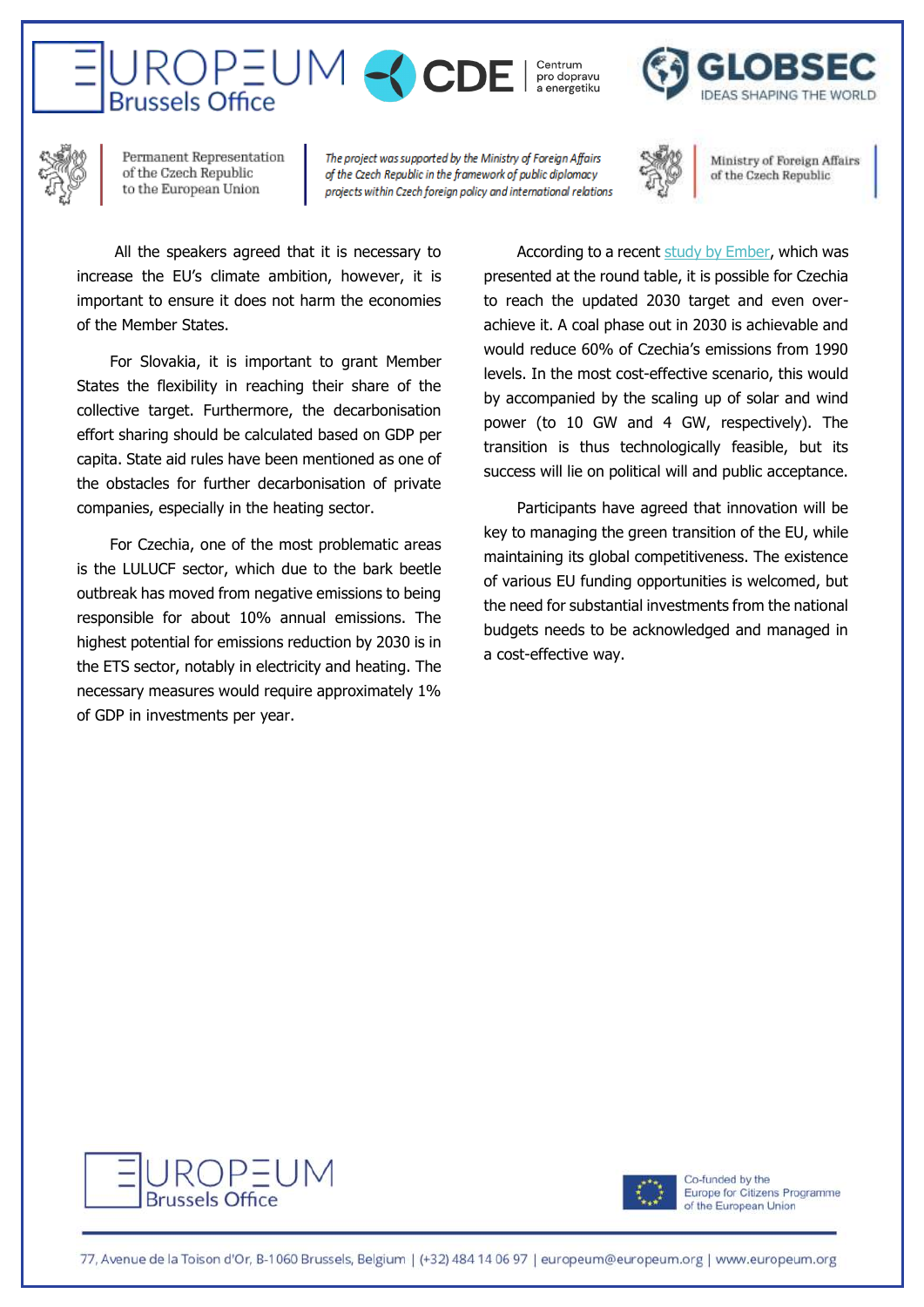All the speakers agreed that it is necessary to increase the EU's climate ambition, however, it is important to ensure it does not harm the economies of the Member States.

For Slovakia, it is important to grant Member States the flexibility in reaching their share of the collective target. Furthermore, the decarbonisation effort sharing should be calculated based on GDP per capita. State aid rules have been mentioned as one of the obstacles for further decarbonisation of private companies, especially in the heating sector.

For Czechia, one of the most problematic areas is the LULUCF sector, which due to the bark beetle outbreak has moved from negative emissions to being responsible for about 10% annual emissions. The highest potential for emissions reduction by 2030 is in the ETS sector, notably in electricity and heating. The necessary measures would require approximately 1% of GDP in investments per year.

According to a recent study by Ember, which was presented at the round table, it is possible for Czechia to reach the updated 2030 target and even over-achieve it. A coal phase out in 2030 is achievable and would reduce 60% of Czechia's emissions from 1990 levels. In the most cost-effective scenario, this would by accompanied by the scaling up of solar and wind power (to 10 GW and 4 GW, respectively). The transition is thus technologically feasible, but its success will lie on political will and public acceptance.

Participants have agreed that innovation will be key to managing the green transition of the EU, while maintaining its global competitiveness. The existence of various EU funding opportunities is welcomed, but the need for substantial investments from the national budgets needs to be acknowledged and managed in a cost-effective way.